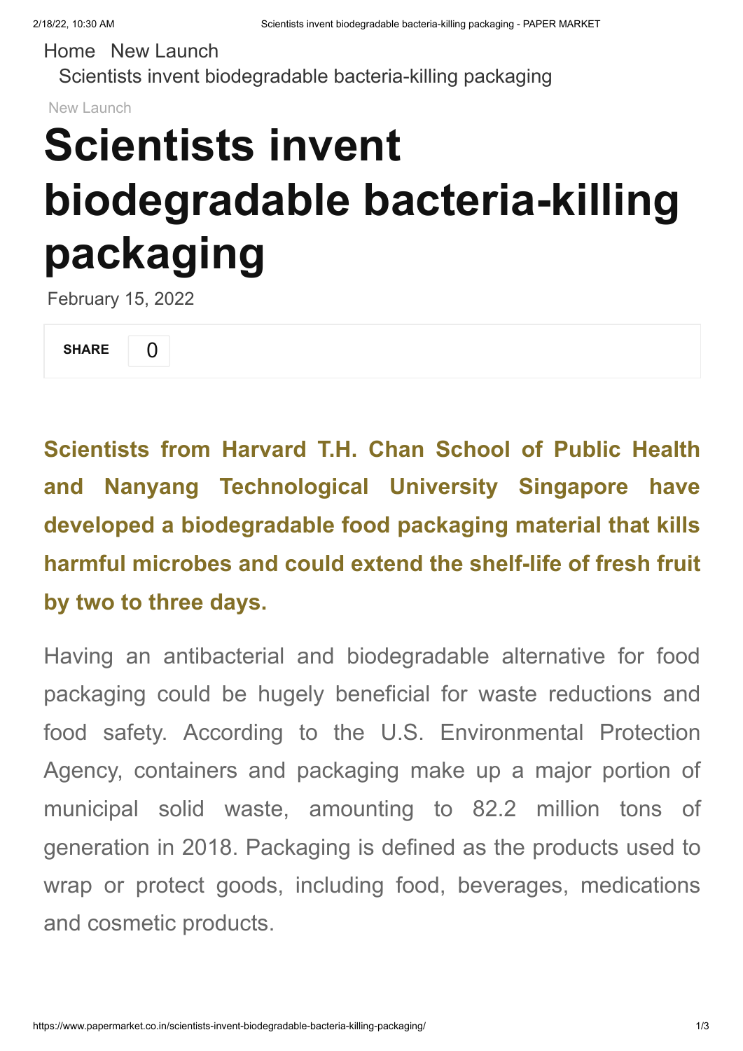Home New Launch
Scientists invent biodegradable bacteria-killing packaging

New Launch

# Scientists invent biodegradable bacteria-killing packaging

February 15, 2022

SHARE 0

**Scientists from Harvard T.H. Chan School of Public Health and Nanyang Technological University Singapore have developed a biodegradable food packaging material that kills harmful microbes and could extend the shelf-life of fresh fruit by two to three days.**

Having an antibacterial and biodegradable alternative for food packaging could be hugely beneficial for waste reductions and food safety. According to the U.S. Environmental Protection Agency, containers and packaging make up a major portion of municipal solid waste, amounting to 82.2 million tons of generation in 2018. Packaging is defined as the products used to wrap or protect goods, including food, beverages, medications and cosmetic products.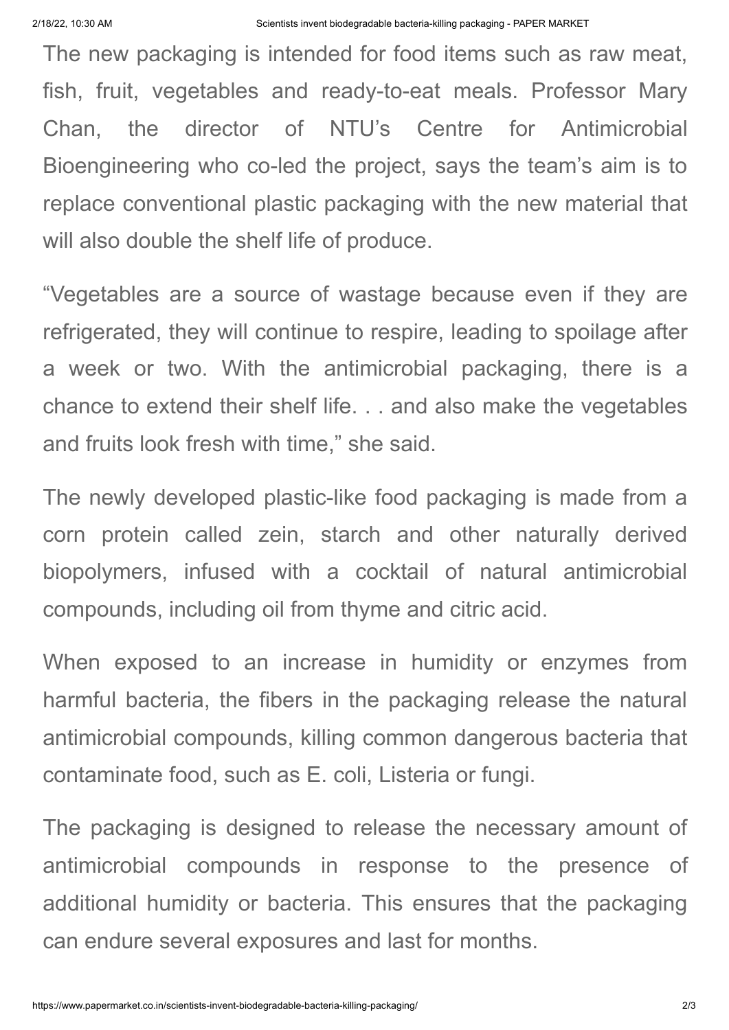The new packaging is intended for food items such as raw meat, fish, fruit, vegetables and ready-to-eat meals. Professor Mary Chan, the director of NTU's Centre for Antimicrobial Bioengineering who co-led the project, says the team's aim is to replace conventional plastic packaging with the new material that will also double the shelf life of produce.

"Vegetables are a source of wastage because even if they are refrigerated, they will continue to respire, leading to spoilage after a week or two. With the antimicrobial packaging, there is a chance to extend their shelf life. . . and also make the vegetables and fruits look fresh with time," she said.

The newly developed plastic-like food packaging is made from a corn protein called zein, starch and other naturally derived biopolymers, infused with a cocktail of natural antimicrobial compounds, including oil from thyme and citric acid.

When exposed to an increase in humidity or enzymes from harmful bacteria, the fibers in the packaging release the natural antimicrobial compounds, killing common dangerous bacteria that contaminate food, such as E. coli, Listeria or fungi.

The packaging is designed to release the necessary amount of antimicrobial compounds in response to the presence of additional humidity or bacteria. This ensures that the packaging can endure several exposures and last for months.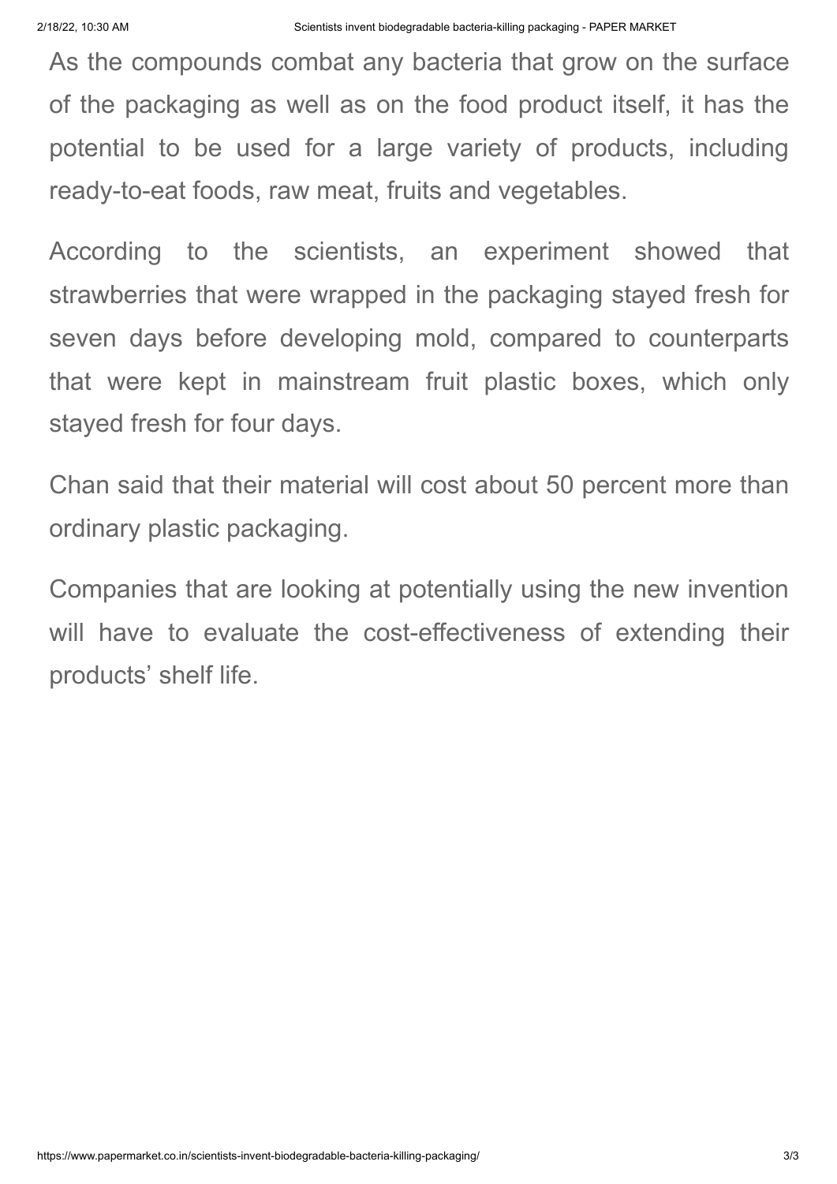As the compounds combat any bacteria that grow on the surface of the packaging as well as on the food product itself, it has the potential to be used for a large variety of products, including ready-to-eat foods, raw meat, fruits and vegetables.

According to the scientists, an experiment showed that strawberries that were wrapped in the packaging stayed fresh for seven days before developing mold, compared to counterparts that were kept in mainstream fruit plastic boxes, which only stayed fresh for four days.

Chan said that their material will cost about 50 percent more than ordinary plastic packaging.

Companies that are looking at potentially using the new invention will have to evaluate the cost-effectiveness of extending their products' shelf life.